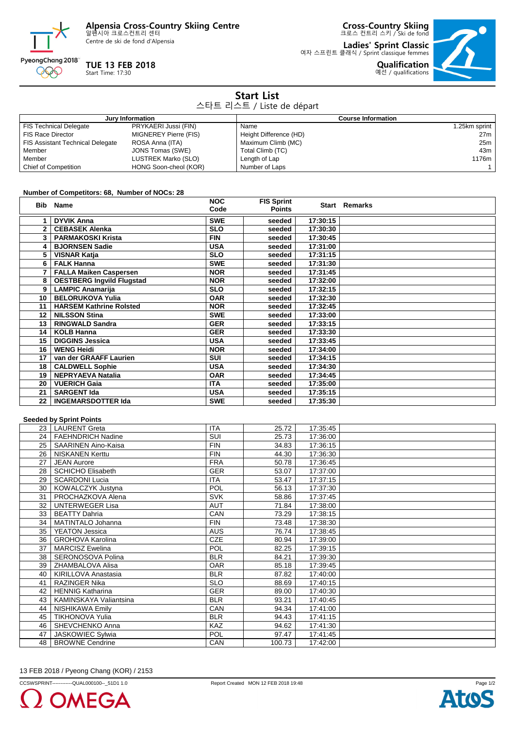Alpensia Cross-Country Skiing Centre
알펜시아 크로스컨트리 센터
Centre de ski de fond d'Alpensia

**TUE 13 FEB 2018**
Start Time: 17:30

**Cross-Country Skiing**
크로스 컨트리 스키 / Ski de fond

**Ladies' Sprint Classic**
여자 스프린트 클래식 / Sprint classique femmes

**Qualification**
예선 / qualifications

# Start List

스타트 리스트 / Liste de départ

| Jury Information | | Course Information | |
|---|---|---|---|
| FIS Technical Delegate | PRYKAERI Jussi (FIN) | Name | 1.25km sprint |
| FIS Race Director | MIGNEREY Pierre (FIS) | Height Difference (HD) | 27m |
| FIS Assistant Technical Delegate | ROSA Anna (ITA) | Maximum Climb (MC) | 25m |
| Member | JONS Tomas (SWE) | Total Climb (TC) | 43m |
| Member | LUSTREK Marko (SLO) | Length of Lap | 1176m |
| Chief of Competition | HONG Soon-cheol (KOR) | Number of Laps | 1 |

**Number of Competitors: 68, Number of NOCs: 28**

| Bib | Name | NOC Code | FIS Sprint Points | Start | Remarks |
|---|---|---|---|---|---|
| **1** | **DYVIK Anna** | **SWE** | **seeded** | **17:30:15** | |
| **2** | **CEBASEK Alenka** | **SLO** | **seeded** | **17:30:30** | |
| **3** | **PARMAKOSKI Krista** | **FIN** | **seeded** | **17:30:45** | |
| **4** | **BJORNSEN Sadie** | **USA** | **seeded** | **17:31:00** | |
| **5** | **VISNAR Katja** | **SLO** | **seeded** | **17:31:15** | |
| **6** | **FALK Hanna** | **SWE** | **seeded** | **17:31:30** | |
| **7** | **FALLA Maiken Caspersen** | **NOR** | **seeded** | **17:31:45** | |
| **8** | **OESTBERG Ingvild Flugstad** | **NOR** | **seeded** | **17:32:00** | |
| **9** | **LAMPIC Anamarija** | **SLO** | **seeded** | **17:32:15** | |
| **10** | **BELORUKOVA Yulia** | **OAR** | **seeded** | **17:32:30** | |
| **11** | **HARSEM Kathrine Rolsted** | **NOR** | **seeded** | **17:32:45** | |
| **12** | **NILSSON Stina** | **SWE** | **seeded** | **17:33:00** | |
| **13** | **RINGWALD Sandra** | **GER** | **seeded** | **17:33:15** | |
| **14** | **KOLB Hanna** | **GER** | **seeded** | **17:33:30** | |
| **15** | **DIGGINS Jessica** | **USA** | **seeded** | **17:33:45** | |
| **16** | **WENG Heidi** | **NOR** | **seeded** | **17:34:00** | |
| **17** | **van der GRAAFF Laurien** | **SUI** | **seeded** | **17:34:15** | |
| **18** | **CALDWELL Sophie** | **USA** | **seeded** | **17:34:30** | |
| **19** | **NEPRYAEVA Natalia** | **OAR** | **seeded** | **17:34:45** | |
| **20** | **VUERICH Gaia** | **ITA** | **seeded** | **17:35:00** | |
| **21** | **SARGENT Ida** | **USA** | **seeded** | **17:35:15** | |
| **22** | **INGEMARSDOTTER Ida** | **SWE** | **seeded** | **17:35:30** | |

**Seeded by Sprint Points**

| Bib | Name | NOC Code | FIS Sprint Points | Start | Remarks |
|---|---|---|---|---|---|
| 23 | LAURENT Greta | ITA | 25.72 | 17:35:45 | |
| 24 | FAEHNDRICH Nadine | SUI | 25.73 | 17:36:00 | |
| 25 | SAARINEN Aino-Kaisa | FIN | 34.83 | 17:36:15 | |
| 26 | NISKANEN Kerttu | FIN | 44.30 | 17:36:30 | |
| 27 | JEAN Aurore | FRA | 50.78 | 17:36:45 | |
| 28 | SCHICHO Elisabeth | GER | 53.07 | 17:37:00 | |
| 29 | SCARDONI Lucia | ITA | 53.47 | 17:37:15 | |
| 30 | KOWALCZYK Justyna | POL | 56.13 | 17:37:30 | |
| 31 | PROCHAZKOVA Alena | SVK | 58.86 | 17:37:45 | |
| 32 | UNTERWEGER Lisa | AUT | 71.84 | 17:38:00 | |
| 33 | BEATTY Dahria | CAN | 73.29 | 17:38:15 | |
| 34 | MATINTALO Johanna | FIN | 73.48 | 17:38:30 | |
| 35 | YEATON Jessica | AUS | 76.74 | 17:38:45 | |
| 36 | GROHOVA Karolina | CZE | 80.94 | 17:39:00 | |
| 37 | MARCISZ Ewelina | POL | 82.25 | 17:39:15 | |
| 38 | SERONOSOVA Polina | BLR | 84.21 | 17:39:30 | |
| 39 | ZHAMBALOVA Alisa | OAR | 85.18 | 17:39:45 | |
| 40 | KIRILLOVA Anastasia | BLR | 87.82 | 17:40:00 | |
| 41 | RAZINGER Nika | SLO | 88.69 | 17:40:15 | |
| 42 | HENNIG Katharina | GER | 89.00 | 17:40:30 | |
| 43 | KAMINSKAYA Valiantsina | BLR | 93.21 | 17:40:45 | |
| 44 | NISHIKAWA Emily | CAN | 94.34 | 17:41:00 | |
| 45 | TIKHONOVA Yulia | BLR | 94.43 | 17:41:15 | |
| 46 | SHEVCHENKO Anna | KAZ | 94.62 | 17:41:30 | |
| 47 | JASKOWIEC Sylwia | POL | 97.47 | 17:41:45 | |
| 48 | BROWNE Cendrine | CAN | 100.73 | 17:42:00 | |

13 FEB 2018 / Pyeong Chang (KOR) / 2153

CCSWSPRINT------------QUAL000100--_51D1 1.0 Report Created MON 12 FEB 2018 19:48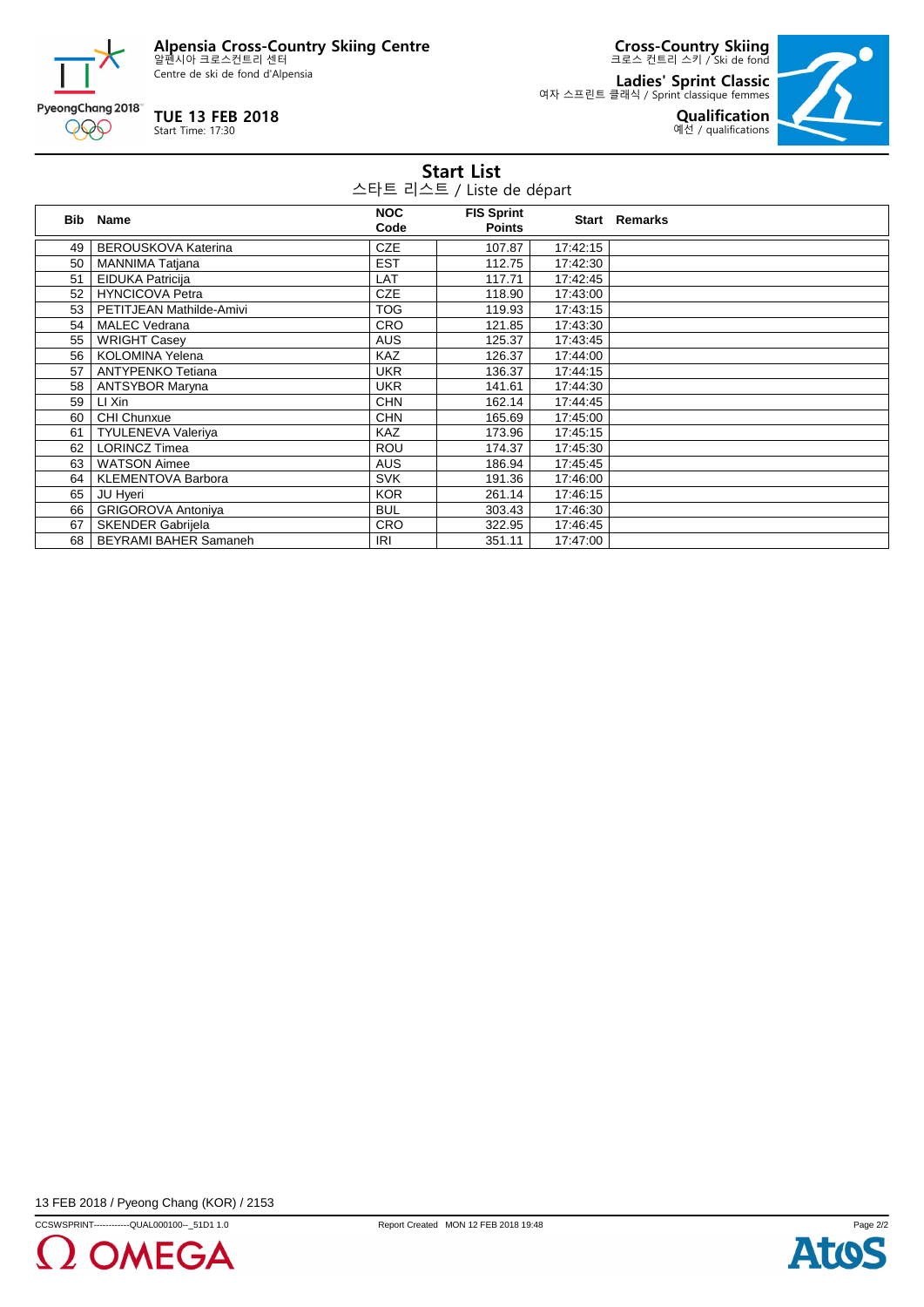Alpensia Cross-Country Skiing Centre
알펜시아 크로스컨트리 센터
Centre de ski de fond d'Alpensia

**TUE 13 FEB 2018**
Start Time: 17:30

**Cross-Country Skiing**
크로스 컨트리 스키 / Ski de fond

**Ladies' Sprint Classic**
여자 스프린트 클래식 / Sprint classique femmes

**Qualification**
예선 / qualifications

# Start List
스타트 리스트 / Liste de départ

| Bib | Name | NOC Code | FIS Sprint Points | Start | Remarks |
|---|---|---|---|---|---|
| 49 | BEROUSKOVA Katerina | CZE | 107.87 | 17:42:15 | |
| 50 | MANNIMA Tatjana | EST | 112.75 | 17:42:30 | |
| 51 | EIDUKA Patricija | LAT | 117.71 | 17:42:45 | |
| 52 | HYNCICOVA Petra | CZE | 118.90 | 17:43:00 | |
| 53 | PETITJEAN Mathilde-Amivi | TOG | 119.93 | 17:43:15 | |
| 54 | MALEC Vedrana | CRO | 121.85 | 17:43:30 | |
| 55 | WRIGHT Casey | AUS | 125.37 | 17:43:45 | |
| 56 | KOLOMINA Yelena | KAZ | 126.37 | 17:44:00 | |
| 57 | ANTYPENKO Tetiana | UKR | 136.37 | 17:44:15 | |
| 58 | ANTSYBOR Maryna | UKR | 141.61 | 17:44:30 | |
| 59 | LI Xin | CHN | 162.14 | 17:44:45 | |
| 60 | CHI Chunxue | CHN | 165.69 | 17:45:00 | |
| 61 | TYULENEVA Valeriya | KAZ | 173.96 | 17:45:15 | |
| 62 | LORINCZ Timea | ROU | 174.37 | 17:45:30 | |
| 63 | WATSON Aimee | AUS | 186.94 | 17:45:45 | |
| 64 | KLEMENTOVA Barbora | SVK | 191.36 | 17:46:00 | |
| 65 | JU Hyeri | KOR | 261.14 | 17:46:15 | |
| 66 | GRIGOROVA Antoniya | BUL | 303.43 | 17:46:30 | |
| 67 | SKENDER Gabrijela | CRO | 322.95 | 17:46:45 | |
| 68 | BEYRAMI BAHER Samaneh | IRI | 351.11 | 17:47:00 | |

13 FEB 2018 / Pyeong Chang (KOR) / 2153

CCSWSPRINT------------QUAL000100--_51D1 1.0 Report Created MON 12 FEB 2018 19:48